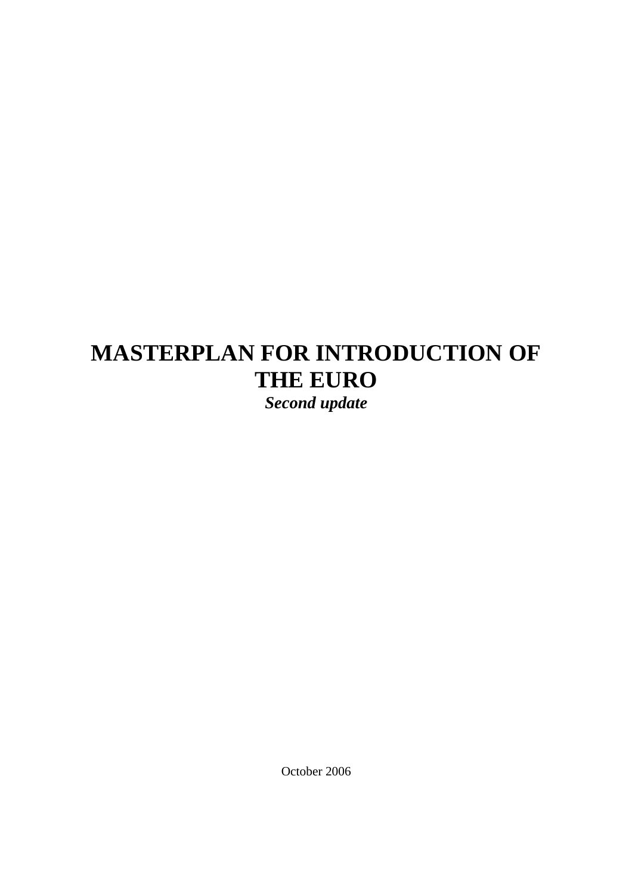# MASTERPLAN FOR INTRODUCTION OF THE EURO

***Second update***

October 2006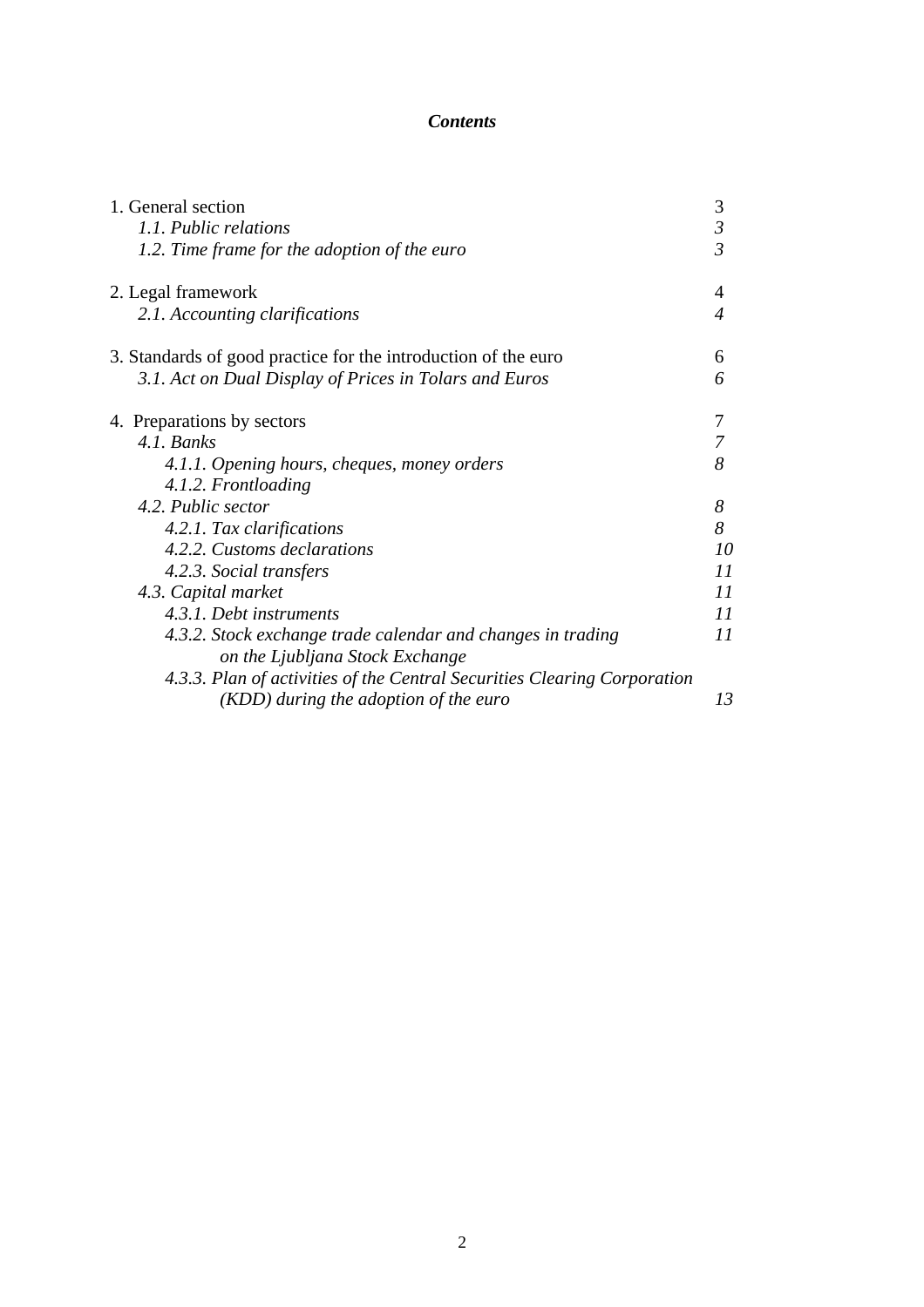***Contents***

| | |
|---|---|
| 1. General section | 3 |
| *1.1. Public relations* | *3* |
| *1.2. Time frame for the adoption of the euro* | *3* |
| 2. Legal framework | 4 |
| *2.1. Accounting clarifications* | *4* |
| 3. Standards of good practice for the introduction of the euro | 6 |
| *3.1. Act on Dual Display of Prices in Tolars and Euros* | *6* |
| 4. Preparations by sectors | 7 |
| *4.1. Banks* | *7* |
| *4.1.1. Opening hours, cheques, money orders* | *8* |
| *4.1.2. Frontloading* | |
| *4.2. Public sector* | *8* |
| *4.2.1. Tax clarifications* | *8* |
| *4.2.2. Customs declarations* | *10* |
| *4.2.3. Social transfers* | *11* |
| *4.3. Capital market* | *11* |
| *4.3.1. Debt instruments* | *11* |
| *4.3.2. Stock exchange trade calendar and changes in trading on the Ljubljana Stock Exchange* | *11* |
| *4.3.3. Plan of activities of the Central Securities Clearing Corporation (KDD) during the adoption of the euro* | *13* |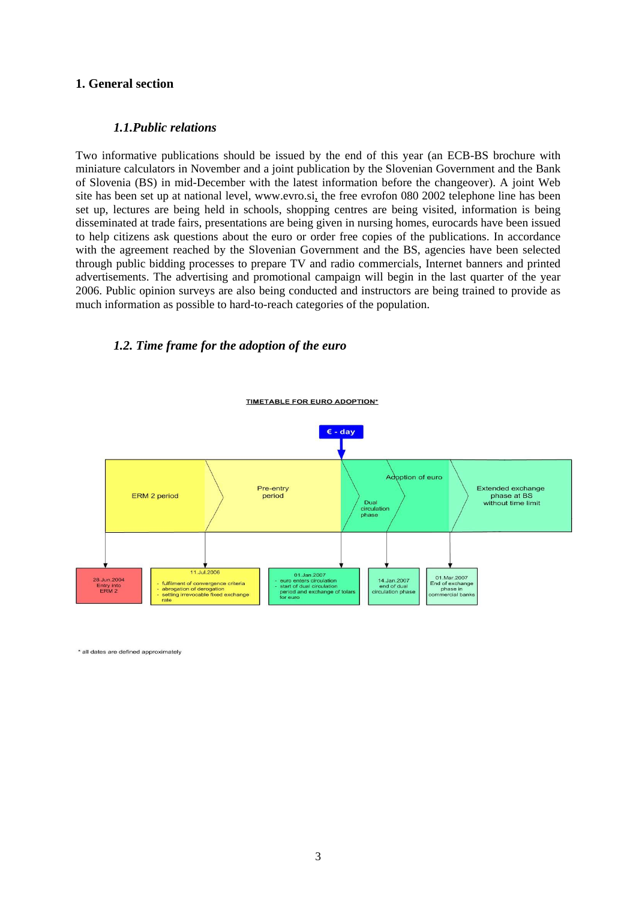## 1. General section

### *1.1.Public relations*

Two informative publications should be issued by the end of this year (an ECB-BS brochure with miniature calculators in November and a joint publication by the Slovenian Government and the Bank of Slovenia (BS) in mid-December with the latest information before the changeover). A joint Web site has been set up at national level, www.evro.si, the free evrofon 080 2002 telephone line has been set up, lectures are being held in schools, shopping centres are being visited, information is being disseminated at trade fairs, presentations are being given in nursing homes, eurocards have been issued to help citizens ask questions about the euro or order free copies of the publications. In accordance with the agreement reached by the Slovenian Government and the BS, agencies have been selected through public bidding processes to prepare TV and radio commercials, Internet banners and printed advertisements. The advertising and promotional campaign will begin in the last quarter of the year 2006. Public opinion surveys are also being conducted and instructors are being trained to provide as much information as possible to hard-to-reach categories of the population.

### *1.2. Time frame for the adoption of the euro*

TIMETABLE FOR EURO ADOPTION*

€ - day

ERM 2 period | Pre-entry period | Adoption of euro (Dual circulation phase) | Extended exchange phase at BS without time limit

- 28.Jun.2004 – Entry into ERM 2
- 11.Jul.2006
  - fulfilment of convergence criteria
  - abrogation of derogation
  - setting irrevocable fixed exchange rate
- 01.Jan.2007
  - euro enters circulation
  - start of dual circulation period and exchange of tolars for euro
- 14.Jan.2007 – end of dual circulation phase
- 01.Mar.2007 – End of exchange phase in commercial banks

\* all dates are defined approximately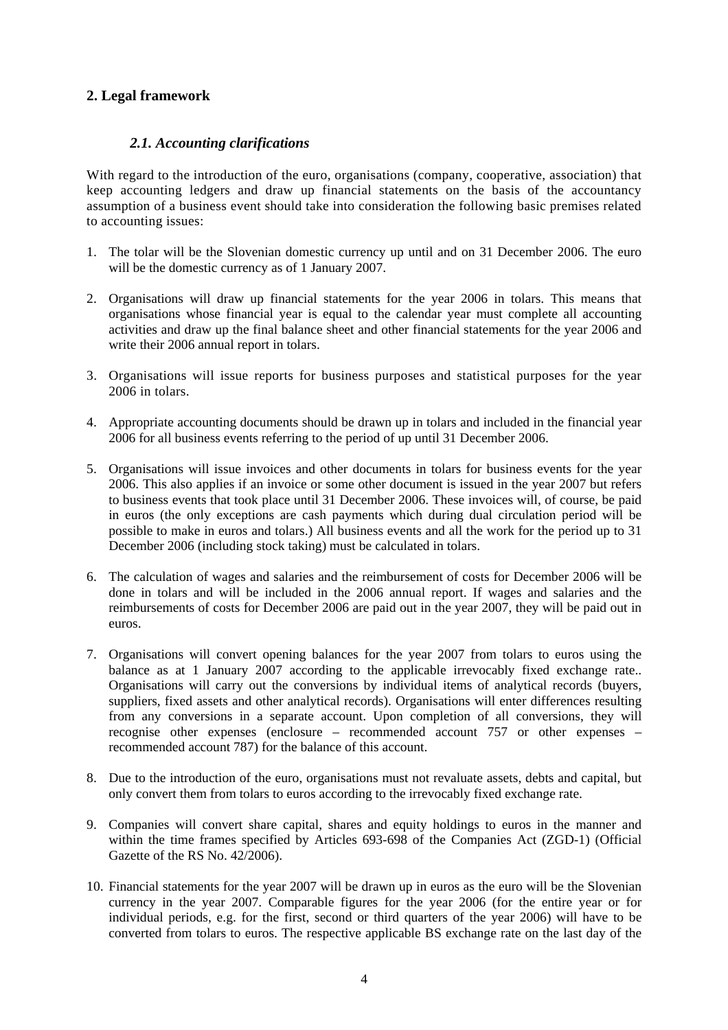## 2. Legal framework

### *2.1. Accounting clarifications*

With regard to the introduction of the euro, organisations (company, cooperative, association) that keep accounting ledgers and draw up financial statements on the basis of the accountancy assumption of a business event should take into consideration the following basic premises related to accounting issues:

1. The tolar will be the Slovenian domestic currency up until and on 31 December 2006. The euro will be the domestic currency as of 1 January 2007.

2. Organisations will draw up financial statements for the year 2006 in tolars. This means that organisations whose financial year is equal to the calendar year must complete all accounting activities and draw up the final balance sheet and other financial statements for the year 2006 and write their 2006 annual report in tolars.

3. Organisations will issue reports for business purposes and statistical purposes for the year 2006 in tolars.

4. Appropriate accounting documents should be drawn up in tolars and included in the financial year 2006 for all business events referring to the period of up until 31 December 2006.

5. Organisations will issue invoices and other documents in tolars for business events for the year 2006. This also applies if an invoice or some other document is issued in the year 2007 but refers to business events that took place until 31 December 2006. These invoices will, of course, be paid in euros (the only exceptions are cash payments which during dual circulation period will be possible to make in euros and tolars.) All business events and all the work for the period up to 31 December 2006 (including stock taking) must be calculated in tolars.

6. The calculation of wages and salaries and the reimbursement of costs for December 2006 will be done in tolars and will be included in the 2006 annual report. If wages and salaries and the reimbursements of costs for December 2006 are paid out in the year 2007, they will be paid out in euros.

7. Organisations will convert opening balances for the year 2007 from tolars to euros using the balance as at 1 January 2007 according to the applicable irrevocably fixed exchange rate.. Organisations will carry out the conversions by individual items of analytical records (buyers, suppliers, fixed assets and other analytical records). Organisations will enter differences resulting from any conversions in a separate account. Upon completion of all conversions, they will recognise other expenses (enclosure – recommended account 757 or other expenses – recommended account 787) for the balance of this account.

8. Due to the introduction of the euro, organisations must not revaluate assets, debts and capital, but only convert them from tolars to euros according to the irrevocably fixed exchange rate.

9. Companies will convert share capital, shares and equity holdings to euros in the manner and within the time frames specified by Articles 693-698 of the Companies Act (ZGD-1) (Official Gazette of the RS No. 42/2006).

10. Financial statements for the year 2007 will be drawn up in euros as the euro will be the Slovenian currency in the year 2007. Comparable figures for the year 2006 (for the entire year or for individual periods, e.g. for the first, second or third quarters of the year 2006) will have to be converted from tolars to euros. The respective applicable BS exchange rate on the last day of the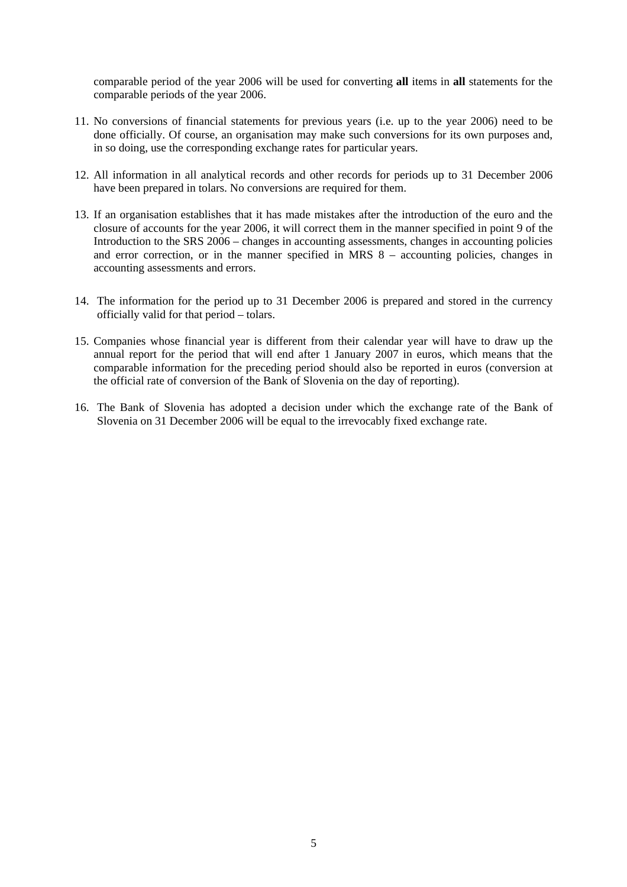comparable period of the year 2006 will be used for converting **all** items in **all** statements for the comparable periods of the year 2006.

11. No conversions of financial statements for previous years (i.e. up to the year 2006) need to be done officially. Of course, an organisation may make such conversions for its own purposes and, in so doing, use the corresponding exchange rates for particular years.

12. All information in all analytical records and other records for periods up to 31 December 2006 have been prepared in tolars. No conversions are required for them.

13. If an organisation establishes that it has made mistakes after the introduction of the euro and the closure of accounts for the year 2006, it will correct them in the manner specified in point 9 of the Introduction to the SRS 2006 – changes in accounting assessments, changes in accounting policies and error correction, or in the manner specified in MRS 8 – accounting policies, changes in accounting assessments and errors.

14. The information for the period up to 31 December 2006 is prepared and stored in the currency officially valid for that period – tolars.

15. Companies whose financial year is different from their calendar year will have to draw up the annual report for the period that will end after 1 January 2007 in euros, which means that the comparable information for the preceding period should also be reported in euros (conversion at the official rate of conversion of the Bank of Slovenia on the day of reporting).

16. The Bank of Slovenia has adopted a decision under which the exchange rate of the Bank of Slovenia on 31 December 2006 will be equal to the irrevocably fixed exchange rate.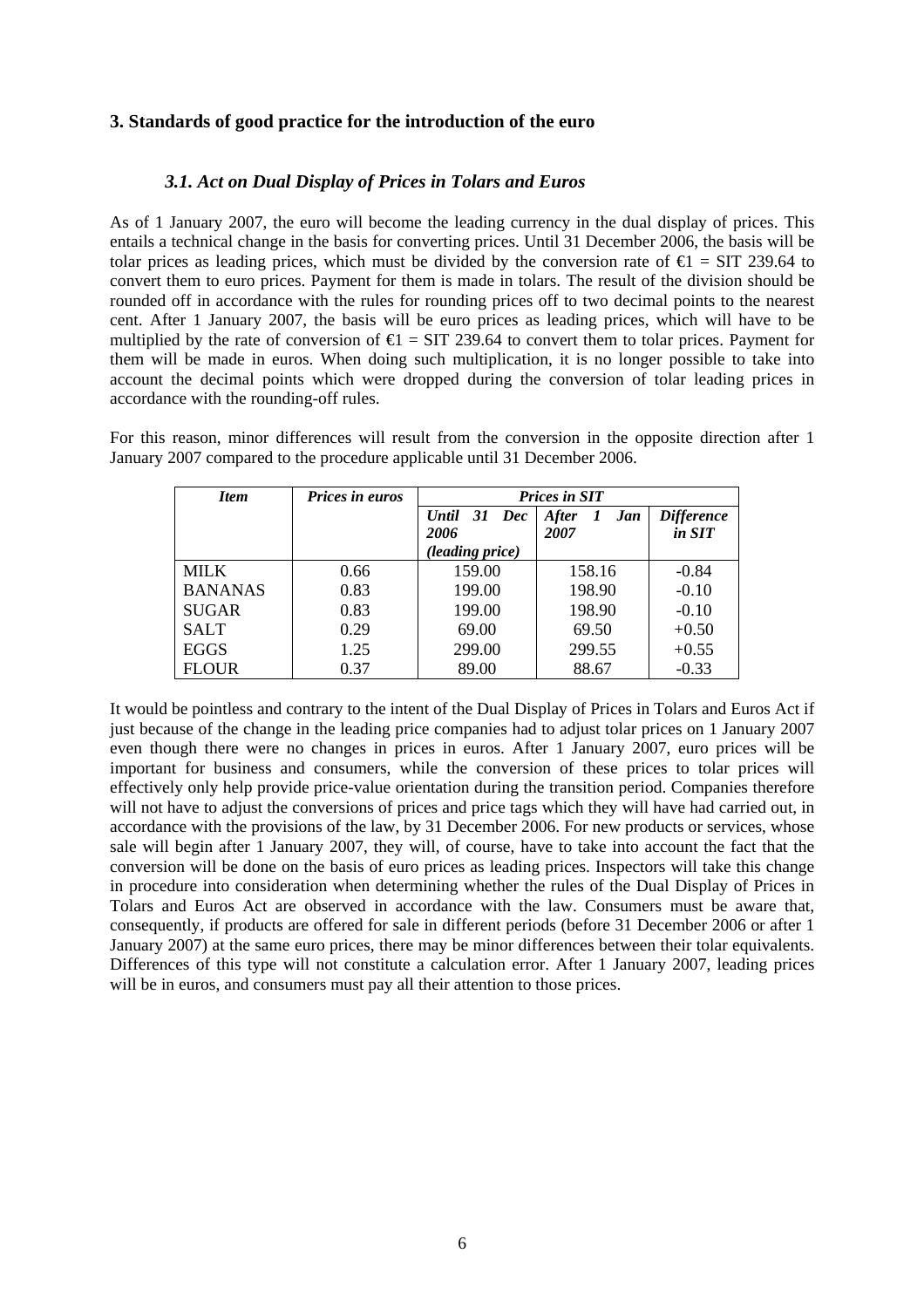## 3. Standards of good practice for the introduction of the euro

### *3.1. Act on Dual Display of Prices in Tolars and Euros*

As of 1 January 2007, the euro will become the leading currency in the dual display of prices. This entails a technical change in the basis for converting prices. Until 31 December 2006, the basis will be tolar prices as leading prices, which must be divided by the conversion rate of €1 = SIT 239.64 to convert them to euro prices. Payment for them is made in tolars. The result of the division should be rounded off in accordance with the rules for rounding prices off to two decimal points to the nearest cent. After 1 January 2007, the basis will be euro prices as leading prices, which will have to be multiplied by the rate of conversion of €1 = SIT 239.64 to convert them to tolar prices. Payment for them will be made in euros. When doing such multiplication, it is no longer possible to take into account the decimal points which were dropped during the conversion of tolar leading prices in accordance with the rounding-off rules.

For this reason, minor differences will result from the conversion in the opposite direction after 1 January 2007 compared to the procedure applicable until 31 December 2006.

| *Item* | *Prices in euros* | *Prices in SIT* | | |
|---|---|---|---|---|
| | | *Until 31 Dec 2006 (leading price)* | *After 1 Jan 2007* | *Difference in SIT* |
| MILK | 0.66 | 159.00 | 158.16 | -0.84 |
| BANANAS | 0.83 | 199.00 | 198.90 | -0.10 |
| SUGAR | 0.83 | 199.00 | 198.90 | -0.10 |
| SALT | 0.29 | 69.00 | 69.50 | +0.50 |
| EGGS | 1.25 | 299.00 | 299.55 | +0.55 |
| FLOUR | 0.37 | 89.00 | 88.67 | -0.33 |

It would be pointless and contrary to the intent of the Dual Display of Prices in Tolars and Euros Act if just because of the change in the leading price companies had to adjust tolar prices on 1 January 2007 even though there were no changes in prices in euros. After 1 January 2007, euro prices will be important for business and consumers, while the conversion of these prices to tolar prices will effectively only help provide price-value orientation during the transition period. Companies therefore will not have to adjust the conversions of prices and price tags which they will have had carried out, in accordance with the provisions of the law, by 31 December 2006. For new products or services, whose sale will begin after 1 January 2007, they will, of course, have to take into account the fact that the conversion will be done on the basis of euro prices as leading prices. Inspectors will take this change in procedure into consideration when determining whether the rules of the Dual Display of Prices in Tolars and Euros Act are observed in accordance with the law. Consumers must be aware that, consequently, if products are offered for sale in different periods (before 31 December 2006 or after 1 January 2007) at the same euro prices, there may be minor differences between their tolar equivalents. Differences of this type will not constitute a calculation error. After 1 January 2007, leading prices will be in euros, and consumers must pay all their attention to those prices.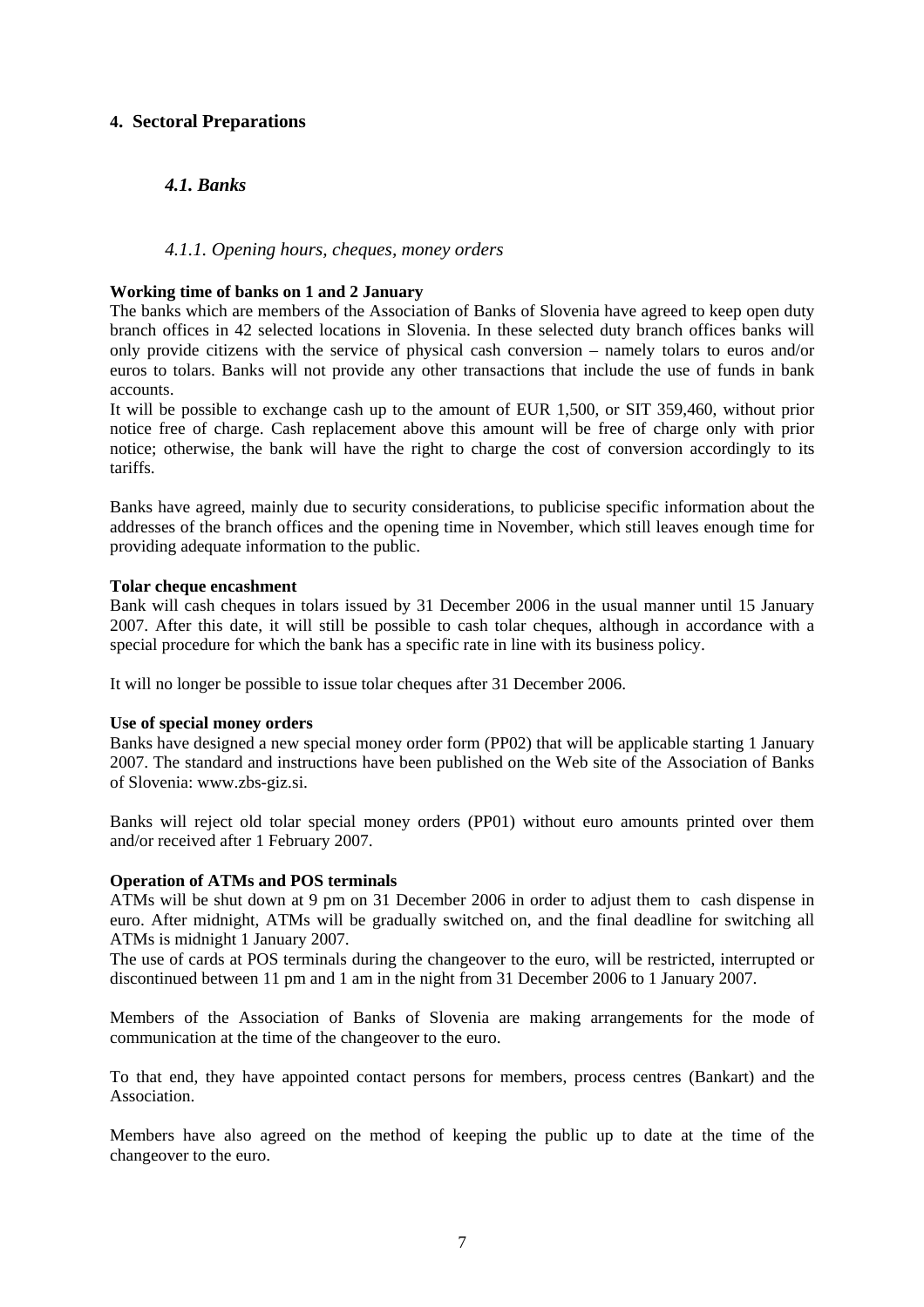# 4. Sectoral Preparations

## *4.1. Banks*

### *4.1.1. Opening hours, cheques, money orders*

**Working time of banks on 1 and 2 January**

The banks which are members of the Association of Banks of Slovenia have agreed to keep open duty branch offices in 42 selected locations in Slovenia. In these selected duty branch offices banks will only provide citizens with the service of physical cash conversion – namely tolars to euros and/or euros to tolars. Banks will not provide any other transactions that include the use of funds in bank accounts.

It will be possible to exchange cash up to the amount of EUR 1,500, or SIT 359,460, without prior notice free of charge. Cash replacement above this amount will be free of charge only with prior notice; otherwise, the bank will have the right to charge the cost of conversion accordingly to its tariffs.

Banks have agreed, mainly due to security considerations, to publicise specific information about the addresses of the branch offices and the opening time in November, which still leaves enough time for providing adequate information to the public.

**Tolar cheque encashment**

Bank will cash cheques in tolars issued by 31 December 2006 in the usual manner until 15 January 2007. After this date, it will still be possible to cash tolar cheques, although in accordance with a special procedure for which the bank has a specific rate in line with its business policy.

It will no longer be possible to issue tolar cheques after 31 December 2006.

**Use of special money orders**

Banks have designed a new special money order form (PP02) that will be applicable starting 1 January 2007. The standard and instructions have been published on the Web site of the Association of Banks of Slovenia: www.zbs-giz.si.

Banks will reject old tolar special money orders (PP01) without euro amounts printed over them and/or received after 1 February 2007.

**Operation of ATMs and POS terminals**

ATMs will be shut down at 9 pm on 31 December 2006 in order to adjust them to cash dispense in euro. After midnight, ATMs will be gradually switched on, and the final deadline for switching all ATMs is midnight 1 January 2007.

The use of cards at POS terminals during the changeover to the euro, will be restricted, interrupted or discontinued between 11 pm and 1 am in the night from 31 December 2006 to 1 January 2007.

Members of the Association of Banks of Slovenia are making arrangements for the mode of communication at the time of the changeover to the euro.

To that end, they have appointed contact persons for members, process centres (Bankart) and the Association.

Members have also agreed on the method of keeping the public up to date at the time of the changeover to the euro.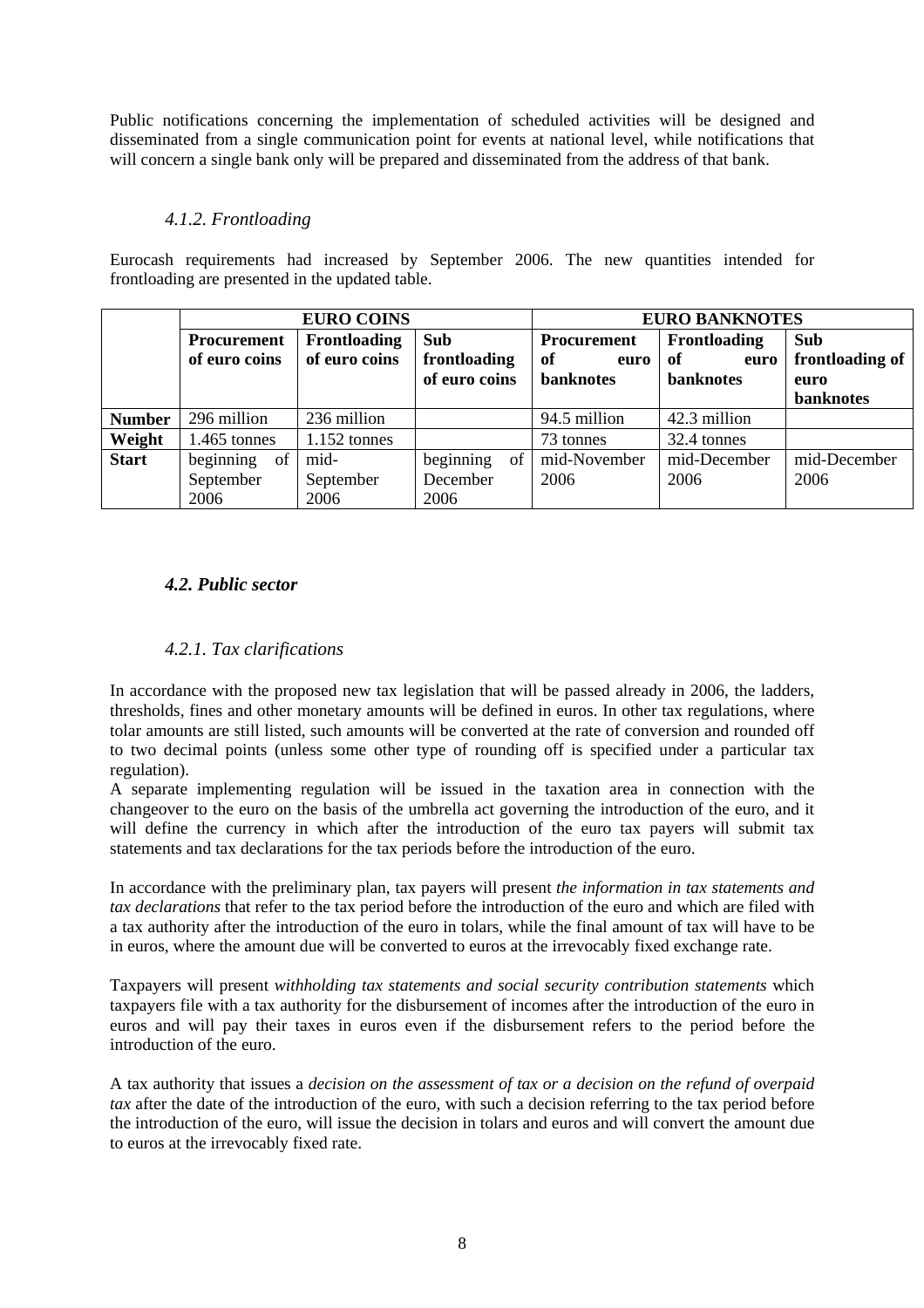Public notifications concerning the implementation of scheduled activities will be designed and disseminated from a single communication point for events at national level, while notifications that will concern a single bank only will be prepared and disseminated from the address of that bank.

#### *4.1.2. Frontloading*

Eurocash requirements had increased by September 2006. The new quantities intended for frontloading are presented in the updated table.

| | **EURO COINS** | | | **EURO BANKNOTES** | | |
|---|---|---|---|---|---|---|
| | **Procurement of euro coins** | **Frontloading of euro coins** | **Sub frontloading of euro coins** | **Procurement of euro banknotes** | **Frontloading of euro banknotes** | **Sub frontloading of euro banknotes** |
| **Number** | 296 million | 236 million | | 94.5 million | 42.3 million | |
| **Weight** | 1.465 tonnes | 1.152 tonnes | | 73 tonnes | 32.4 tonnes | |
| **Start** | beginning of September 2006 | mid-September 2006 | beginning of December 2006 | mid-November 2006 | mid-December 2006 | mid-December 2006 |

### *4.2. Public sector*

#### *4.2.1. Tax clarifications*

In accordance with the proposed new tax legislation that will be passed already in 2006, the ladders, thresholds, fines and other monetary amounts will be defined in euros. In other tax regulations, where tolar amounts are still listed, such amounts will be converted at the rate of conversion and rounded off to two decimal points (unless some other type of rounding off is specified under a particular tax regulation).
A separate implementing regulation will be issued in the taxation area in connection with the changeover to the euro on the basis of the umbrella act governing the introduction of the euro, and it will define the currency in which after the introduction of the euro tax payers will submit tax statements and tax declarations for the tax periods before the introduction of the euro.

In accordance with the preliminary plan, tax payers will present *the information in tax statements and tax declarations* that refer to the tax period before the introduction of the euro and which are filed with a tax authority after the introduction of the euro in tolars, while the final amount of tax will have to be in euros, where the amount due will be converted to euros at the irrevocably fixed exchange rate.

Taxpayers will present *withholding tax statements and social security contribution statements* which taxpayers file with a tax authority for the disbursement of incomes after the introduction of the euro in euros and will pay their taxes in euros even if the disbursement refers to the period before the introduction of the euro.

A tax authority that issues a *decision on the assessment of tax or a decision on the refund of overpaid tax* after the date of the introduction of the euro, with such a decision referring to the tax period before the introduction of the euro, will issue the decision in tolars and euros and will convert the amount due to euros at the irrevocably fixed rate.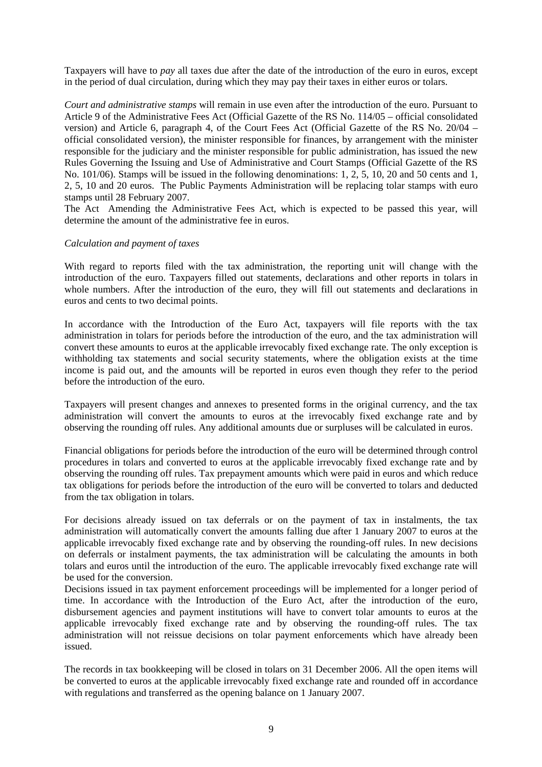Taxpayers will have to *pay* all taxes due after the date of the introduction of the euro in euros, except in the period of dual circulation, during which they may pay their taxes in either euros or tolars.

*Court and administrative stamps* will remain in use even after the introduction of the euro. Pursuant to Article 9 of the Administrative Fees Act (Official Gazette of the RS No. 114/05 – official consolidated version) and Article 6, paragraph 4, of the Court Fees Act (Official Gazette of the RS No. 20/04 – official consolidated version), the minister responsible for finances, by arrangement with the minister responsible for the judiciary and the minister responsible for public administration, has issued the new Rules Governing the Issuing and Use of Administrative and Court Stamps (Official Gazette of the RS No. 101/06). Stamps will be issued in the following denominations: 1, 2, 5, 10, 20 and 50 cents and 1, 2, 5, 10 and 20 euros. The Public Payments Administration will be replacing tolar stamps with euro stamps until 28 February 2007.
The Act Amending the Administrative Fees Act, which is expected to be passed this year, will determine the amount of the administrative fee in euros.

*Calculation and payment of taxes*

With regard to reports filed with the tax administration, the reporting unit will change with the introduction of the euro. Taxpayers filled out statements, declarations and other reports in tolars in whole numbers. After the introduction of the euro, they will fill out statements and declarations in euros and cents to two decimal points.

In accordance with the Introduction of the Euro Act, taxpayers will file reports with the tax administration in tolars for periods before the introduction of the euro, and the tax administration will convert these amounts to euros at the applicable irrevocably fixed exchange rate. The only exception is withholding tax statements and social security statements, where the obligation exists at the time income is paid out, and the amounts will be reported in euros even though they refer to the period before the introduction of the euro.

Taxpayers will present changes and annexes to presented forms in the original currency, and the tax administration will convert the amounts to euros at the irrevocably fixed exchange rate and by observing the rounding off rules. Any additional amounts due or surpluses will be calculated in euros.

Financial obligations for periods before the introduction of the euro will be determined through control procedures in tolars and converted to euros at the applicable irrevocably fixed exchange rate and by observing the rounding off rules. Tax prepayment amounts which were paid in euros and which reduce tax obligations for periods before the introduction of the euro will be converted to tolars and deducted from the tax obligation in tolars.

For decisions already issued on tax deferrals or on the payment of tax in instalments, the tax administration will automatically convert the amounts falling due after 1 January 2007 to euros at the applicable irrevocably fixed exchange rate and by observing the rounding-off rules. In new decisions on deferrals or instalment payments, the tax administration will be calculating the amounts in both tolars and euros until the introduction of the euro. The applicable irrevocably fixed exchange rate will be used for the conversion.
Decisions issued in tax payment enforcement proceedings will be implemented for a longer period of time. In accordance with the Introduction of the Euro Act, after the introduction of the euro, disbursement agencies and payment institutions will have to convert tolar amounts to euros at the applicable irrevocably fixed exchange rate and by observing the rounding-off rules. The tax administration will not reissue decisions on tolar payment enforcements which have already been issued.

The records in tax bookkeeping will be closed in tolars on 31 December 2006. All the open items will be converted to euros at the applicable irrevocably fixed exchange rate and rounded off in accordance with regulations and transferred as the opening balance on 1 January 2007.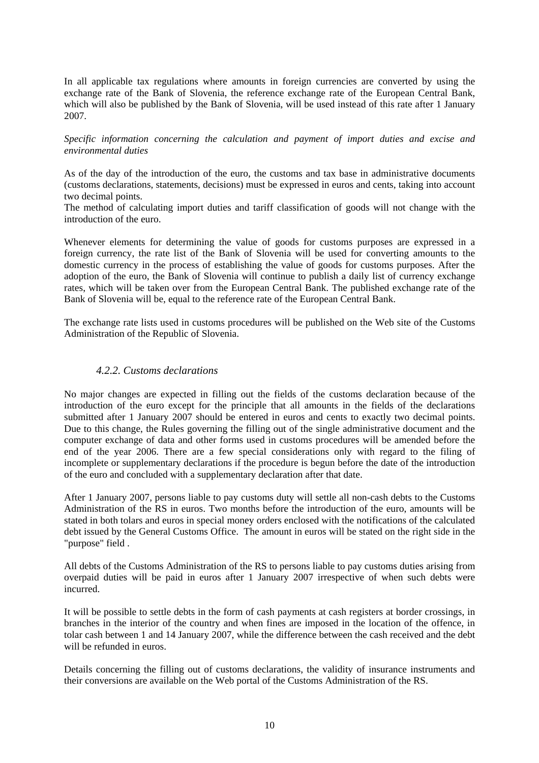In all applicable tax regulations where amounts in foreign currencies are converted by using the exchange rate of the Bank of Slovenia, the reference exchange rate of the European Central Bank, which will also be published by the Bank of Slovenia, will be used instead of this rate after 1 January 2007.

*Specific information concerning the calculation and payment of import duties and excise and environmental duties*

As of the day of the introduction of the euro, the customs and tax base in administrative documents (customs declarations, statements, decisions) must be expressed in euros and cents, taking into account two decimal points.
The method of calculating import duties and tariff classification of goods will not change with the introduction of the euro.

Whenever elements for determining the value of goods for customs purposes are expressed in a foreign currency, the rate list of the Bank of Slovenia will be used for converting amounts to the domestic currency in the process of establishing the value of goods for customs purposes. After the adoption of the euro, the Bank of Slovenia will continue to publish a daily list of currency exchange rates, which will be taken over from the European Central Bank. The published exchange rate of the Bank of Slovenia will be, equal to the reference rate of the European Central Bank.

The exchange rate lists used in customs procedures will be published on the Web site of the Customs Administration of the Republic of Slovenia.

### *4.2.2. Customs declarations*

No major changes are expected in filling out the fields of the customs declaration because of the introduction of the euro except for the principle that all amounts in the fields of the declarations submitted after 1 January 2007 should be entered in euros and cents to exactly two decimal points. Due to this change, the Rules governing the filling out of the single administrative document and the computer exchange of data and other forms used in customs procedures will be amended before the end of the year 2006. There are a few special considerations only with regard to the filing of incomplete or supplementary declarations if the procedure is begun before the date of the introduction of the euro and concluded with a supplementary declaration after that date.

After 1 January 2007, persons liable to pay customs duty will settle all non-cash debts to the Customs Administration of the RS in euros. Two months before the introduction of the euro, amounts will be stated in both tolars and euros in special money orders enclosed with the notifications of the calculated debt issued by the General Customs Office. The amount in euros will be stated on the right side in the "purpose" field .

All debts of the Customs Administration of the RS to persons liable to pay customs duties arising from overpaid duties will be paid in euros after 1 January 2007 irrespective of when such debts were incurred.

It will be possible to settle debts in the form of cash payments at cash registers at border crossings, in branches in the interior of the country and when fines are imposed in the location of the offence, in tolar cash between 1 and 14 January 2007, while the difference between the cash received and the debt will be refunded in euros.

Details concerning the filling out of customs declarations, the validity of insurance instruments and their conversions are available on the Web portal of the Customs Administration of the RS.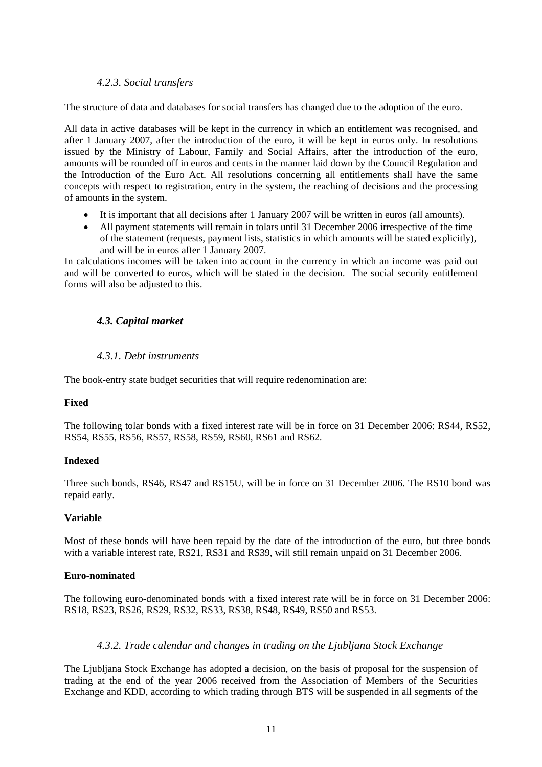### *4.2.3. Social transfers*

The structure of data and databases for social transfers has changed due to the adoption of the euro.

All data in active databases will be kept in the currency in which an entitlement was recognised, and after 1 January 2007, after the introduction of the euro, it will be kept in euros only. In resolutions issued by the Ministry of Labour, Family and Social Affairs, after the introduction of the euro, amounts will be rounded off in euros and cents in the manner laid down by the Council Regulation and the Introduction of the Euro Act. All resolutions concerning all entitlements shall have the same concepts with respect to registration, entry in the system, the reaching of decisions and the processing of amounts in the system.

- It is important that all decisions after 1 January 2007 will be written in euros (all amounts).
- All payment statements will remain in tolars until 31 December 2006 irrespective of the time of the statement (requests, payment lists, statistics in which amounts will be stated explicitly), and will be in euros after 1 January 2007.

In calculations incomes will be taken into account in the currency in which an income was paid out and will be converted to euros, which will be stated in the decision. The social security entitlement forms will also be adjusted to this.

## *4.3. Capital market*

### *4.3.1. Debt instruments*

The book-entry state budget securities that will require redenomination are:

**Fixed**

The following tolar bonds with a fixed interest rate will be in force on 31 December 2006: RS44, RS52, RS54, RS55, RS56, RS57, RS58, RS59, RS60, RS61 and RS62.

**Indexed**

Three such bonds, RS46, RS47 and RS15U, will be in force on 31 December 2006. The RS10 bond was repaid early.

**Variable**

Most of these bonds will have been repaid by the date of the introduction of the euro, but three bonds with a variable interest rate, RS21, RS31 and RS39, will still remain unpaid on 31 December 2006.

**Euro-nominated**

The following euro-denominated bonds with a fixed interest rate will be in force on 31 December 2006: RS18, RS23, RS26, RS29, RS32, RS33, RS38, RS48, RS49, RS50 and RS53.

### *4.3.2. Trade calendar and changes in trading on the Ljubljana Stock Exchange*

The Ljubljana Stock Exchange has adopted a decision, on the basis of proposal for the suspension of trading at the end of the year 2006 received from the Association of Members of the Securities Exchange and KDD, according to which trading through BTS will be suspended in all segments of the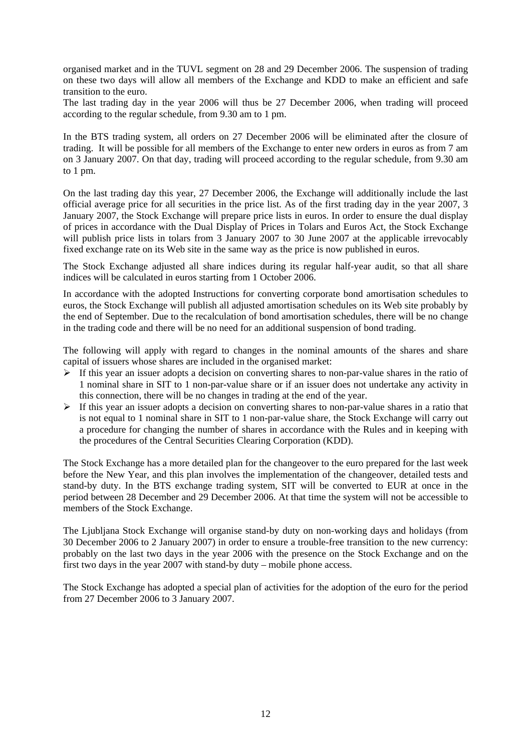organised market and in the TUVL segment on 28 and 29 December 2006. The suspension of trading on these two days will allow all members of the Exchange and KDD to make an efficient and safe transition to the euro.

The last trading day in the year 2006 will thus be 27 December 2006, when trading will proceed according to the regular schedule, from 9.30 am to 1 pm.

In the BTS trading system, all orders on 27 December 2006 will be eliminated after the closure of trading. It will be possible for all members of the Exchange to enter new orders in euros as from 7 am on 3 January 2007. On that day, trading will proceed according to the regular schedule, from 9.30 am to 1 pm.

On the last trading day this year, 27 December 2006, the Exchange will additionally include the last official average price for all securities in the price list. As of the first trading day in the year 2007, 3 January 2007, the Stock Exchange will prepare price lists in euros. In order to ensure the dual display of prices in accordance with the Dual Display of Prices in Tolars and Euros Act, the Stock Exchange will publish price lists in tolars from 3 January 2007 to 30 June 2007 at the applicable irrevocably fixed exchange rate on its Web site in the same way as the price is now published in euros.

The Stock Exchange adjusted all share indices during its regular half-year audit, so that all share indices will be calculated in euros starting from 1 October 2006.

In accordance with the adopted Instructions for converting corporate bond amortisation schedules to euros, the Stock Exchange will publish all adjusted amortisation schedules on its Web site probably by the end of September. Due to the recalculation of bond amortisation schedules, there will be no change in the trading code and there will be no need for an additional suspension of bond trading.

The following will apply with regard to changes in the nominal amounts of the shares and share capital of issuers whose shares are included in the organised market:

- If this year an issuer adopts a decision on converting shares to non-par-value shares in the ratio of 1 nominal share in SIT to 1 non-par-value share or if an issuer does not undertake any activity in this connection, there will be no changes in trading at the end of the year.
- If this year an issuer adopts a decision on converting shares to non-par-value shares in a ratio that is not equal to 1 nominal share in SIT to 1 non-par-value share, the Stock Exchange will carry out a procedure for changing the number of shares in accordance with the Rules and in keeping with the procedures of the Central Securities Clearing Corporation (KDD).

The Stock Exchange has a more detailed plan for the changeover to the euro prepared for the last week before the New Year, and this plan involves the implementation of the changeover, detailed tests and stand-by duty. In the BTS exchange trading system, SIT will be converted to EUR at once in the period between 28 December and 29 December 2006. At that time the system will not be accessible to members of the Stock Exchange.

The Ljubljana Stock Exchange will organise stand-by duty on non-working days and holidays (from 30 December 2006 to 2 January 2007) in order to ensure a trouble-free transition to the new currency: probably on the last two days in the year 2006 with the presence on the Stock Exchange and on the first two days in the year 2007 with stand-by duty – mobile phone access.

The Stock Exchange has adopted a special plan of activities for the adoption of the euro for the period from 27 December 2006 to 3 January 2007.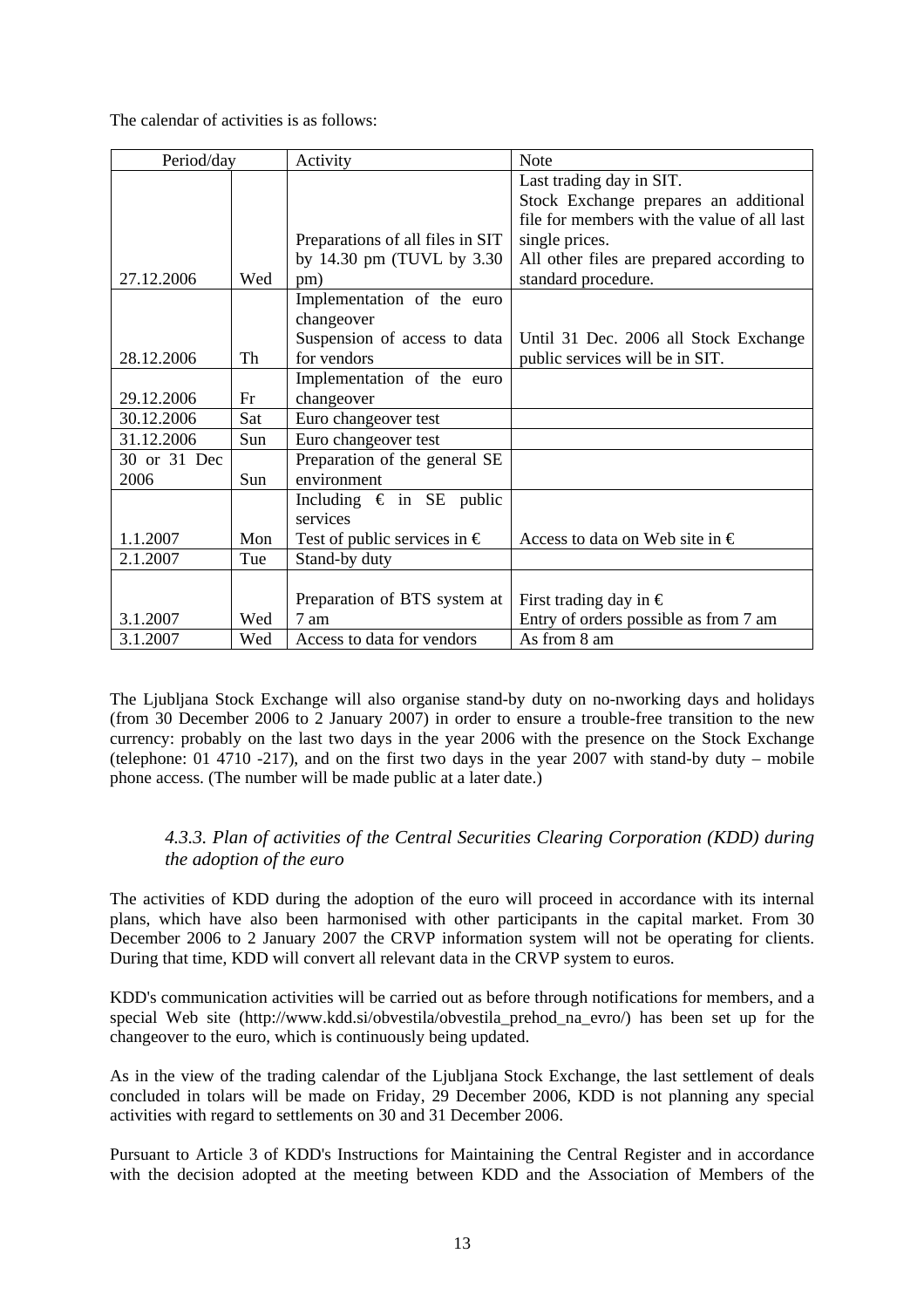The calendar of activities is as follows:

| Period/day | | Activity | Note |
|---|---|---|---|
| 27.12.2006 | Wed | Preparations of all files in SIT by 14.30 pm (TUVL by 3.30 pm) | Last trading day in SIT. Stock Exchange prepares an additional file for members with the value of all last single prices. All other files are prepared according to standard procedure. |
| 28.12.2006 | Th | Implementation of the euro changeover Suspension of access to data for vendors | Until 31 Dec. 2006 all Stock Exchange public services will be in SIT. |
| 29.12.2006 | Fr | Implementation of the euro changeover | |
| 30.12.2006 | Sat | Euro changeover test | |
| 31.12.2006 | Sun | Euro changeover test | |
| 30 or 31 Dec 2006 | Sun | Preparation of the general SE environment | |
| 1.1.2007 | Mon | Including € in SE public services Test of public services in € | Access to data on Web site in € |
| 2.1.2007 | Tue | Stand-by duty | |
| 3.1.2007 | Wed | Preparation of BTS system at 7 am | First trading day in € Entry of orders possible as from 7 am |
| 3.1.2007 | Wed | Access to data for vendors | As from 8 am |

The Ljubljana Stock Exchange will also organise stand-by duty on no-nworking days and holidays (from 30 December 2006 to 2 January 2007) in order to ensure a trouble-free transition to the new currency: probably on the last two days in the year 2006 with the presence on the Stock Exchange (telephone: 01 4710 -217), and on the first two days in the year 2007 with stand-by duty – mobile phone access. (The number will be made public at a later date.)

### *4.3.3. Plan of activities of the Central Securities Clearing Corporation (KDD) during the adoption of the euro*

The activities of KDD during the adoption of the euro will proceed in accordance with its internal plans, which have also been harmonised with other participants in the capital market. From 30 December 2006 to 2 January 2007 the CRVP information system will not be operating for clients. During that time, KDD will convert all relevant data in the CRVP system to euros.

KDD's communication activities will be carried out as before through notifications for members, and a special Web site (http://www.kdd.si/obvestila/obvestila_prehod_na_evro/) has been set up for the changeover to the euro, which is continuously being updated.

As in the view of the trading calendar of the Ljubljana Stock Exchange, the last settlement of deals concluded in tolars will be made on Friday, 29 December 2006, KDD is not planning any special activities with regard to settlements on 30 and 31 December 2006.

Pursuant to Article 3 of KDD's Instructions for Maintaining the Central Register and in accordance with the decision adopted at the meeting between KDD and the Association of Members of the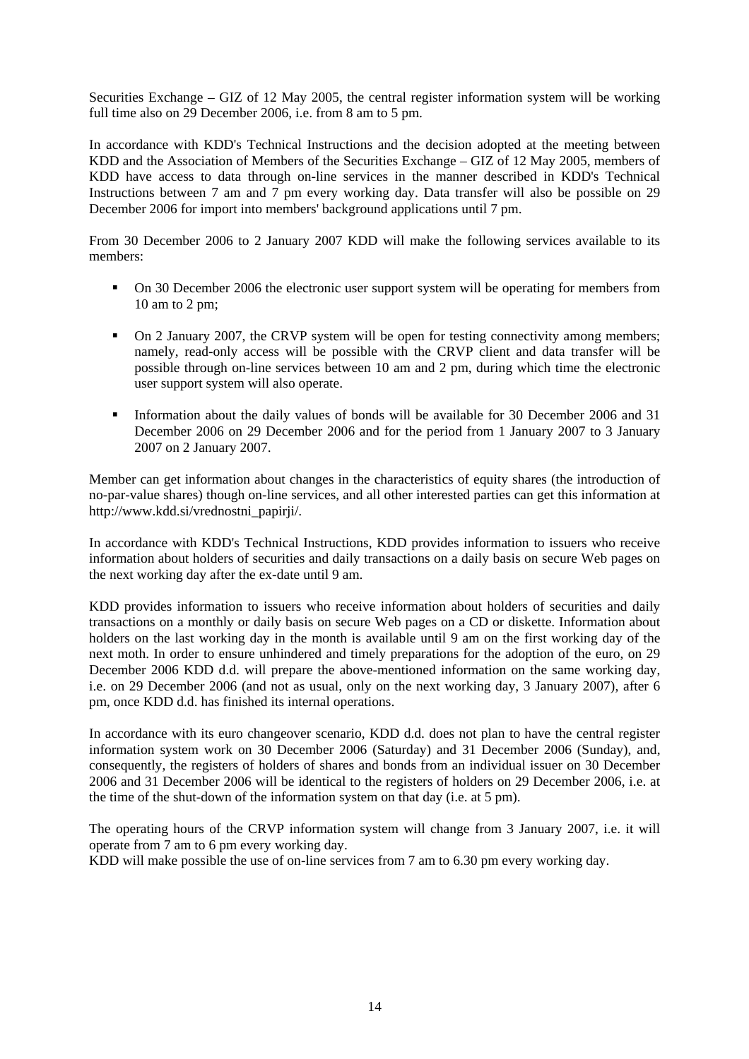Securities Exchange – GIZ of 12 May 2005, the central register information system will be working full time also on 29 December 2006, i.e. from 8 am to 5 pm.

In accordance with KDD's Technical Instructions and the decision adopted at the meeting between KDD and the Association of Members of the Securities Exchange – GIZ of 12 May 2005, members of KDD have access to data through on-line services in the manner described in KDD's Technical Instructions between 7 am and 7 pm every working day. Data transfer will also be possible on 29 December 2006 for import into members' background applications until 7 pm.

From 30 December 2006 to 2 January 2007 KDD will make the following services available to its members:

- On 30 December 2006 the electronic user support system will be operating for members from 10 am to 2 pm;
- On 2 January 2007, the CRVP system will be open for testing connectivity among members; namely, read-only access will be possible with the CRVP client and data transfer will be possible through on-line services between 10 am and 2 pm, during which time the electronic user support system will also operate.
- Information about the daily values of bonds will be available for 30 December 2006 and 31 December 2006 on 29 December 2006 and for the period from 1 January 2007 to 3 January 2007 on 2 January 2007.

Member can get information about changes in the characteristics of equity shares (the introduction of no-par-value shares) though on-line services, and all other interested parties can get this information at http://www.kdd.si/vrednostni_papirji/.

In accordance with KDD's Technical Instructions, KDD provides information to issuers who receive information about holders of securities and daily transactions on a daily basis on secure Web pages on the next working day after the ex-date until 9 am.

KDD provides information to issuers who receive information about holders of securities and daily transactions on a monthly or daily basis on secure Web pages on a CD or diskette. Information about holders on the last working day in the month is available until 9 am on the first working day of the next moth. In order to ensure unhindered and timely preparations for the adoption of the euro, on 29 December 2006 KDD d.d. will prepare the above-mentioned information on the same working day, i.e. on 29 December 2006 (and not as usual, only on the next working day, 3 January 2007), after 6 pm, once KDD d.d. has finished its internal operations.

In accordance with its euro changeover scenario, KDD d.d. does not plan to have the central register information system work on 30 December 2006 (Saturday) and 31 December 2006 (Sunday), and, consequently, the registers of holders of shares and bonds from an individual issuer on 30 December 2006 and 31 December 2006 will be identical to the registers of holders on 29 December 2006, i.e. at the time of the shut-down of the information system on that day (i.e. at 5 pm).

The operating hours of the CRVP information system will change from 3 January 2007, i.e. it will operate from 7 am to 6 pm every working day.
KDD will make possible the use of on-line services from 7 am to 6.30 pm every working day.